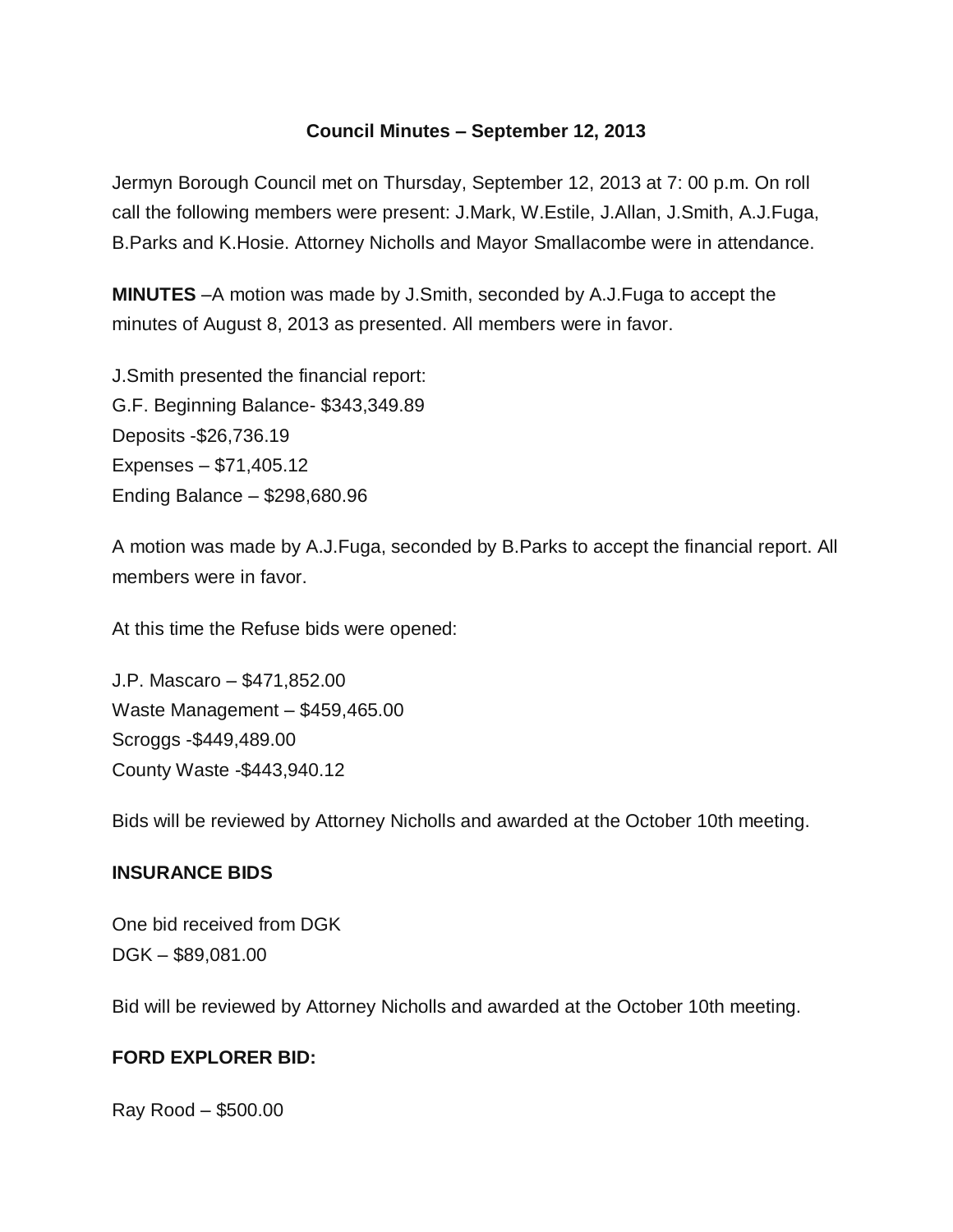# Council Minutes – September 12, 2013

Jermyn Borough Council met on Thursday, September 12, 2013 at 7: 00 p.m. On roll call the following members were present: J.Mark, W.Estile, J.Allan, J.Smith, A.J.Fuga, B.Parks and K.Hosie. Attorney Nicholls and Mayor Smallacombe were in attendance.

**MINUTES** –A motion was made by J.Smith, seconded by A.J.Fuga to accept the minutes of August 8, 2013 as presented. All members were in favor.

J.Smith presented the financial report:
G.F. Beginning Balance- $343,349.89
Deposits -$26,736.19
Expenses – $71,405.12
Ending Balance – $298,680.96

A motion was made by A.J.Fuga, seconded by B.Parks to accept the financial report. All members were in favor.

At this time the Refuse bids were opened:

J.P. Mascaro – $471,852.00
Waste Management – $459,465.00
Scroggs -$449,489.00
County Waste -$443,940.12

Bids will be reviewed by Attorney Nicholls and awarded at the October 10th meeting.

**INSURANCE BIDS**

One bid received from DGK
DGK – $89,081.00

Bid will be reviewed by Attorney Nicholls and awarded at the October 10th meeting.

**FORD EXPLORER BID:**

Ray Rood – $500.00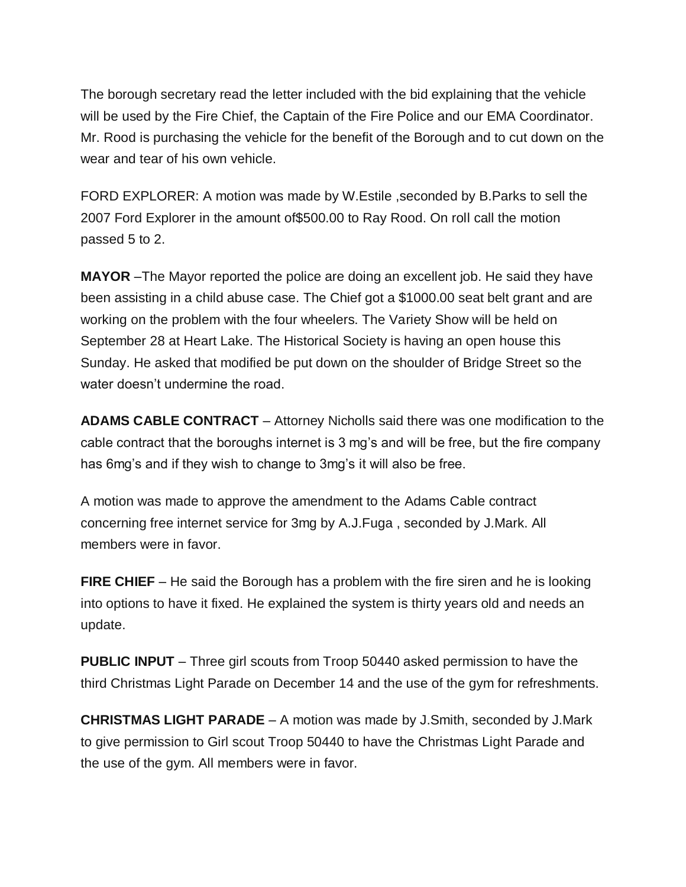The borough secretary read the letter included with the bid explaining that the vehicle will be used by the Fire Chief, the Captain of the Fire Police and our EMA Coordinator. Mr. Rood is purchasing the vehicle for the benefit of the Borough and to cut down on the wear and tear of his own vehicle.

FORD EXPLORER: A motion was made by W.Estile ,seconded by B.Parks to sell the 2007 Ford Explorer in the amount of$500.00 to Ray Rood. On roll call the motion passed 5 to 2.

**MAYOR** –The Mayor reported the police are doing an excellent job. He said they have been assisting in a child abuse case. The Chief got a $1000.00 seat belt grant and are working on the problem with the four wheelers. The Variety Show will be held on September 28 at Heart Lake. The Historical Society is having an open house this Sunday. He asked that modified be put down on the shoulder of Bridge Street so the water doesn't undermine the road.

**ADAMS CABLE CONTRACT** – Attorney Nicholls said there was one modification to the cable contract that the boroughs internet is 3 mg's and will be free, but the fire company has 6mg's and if they wish to change to 3mg's it will also be free.

A motion was made to approve the amendment to the Adams Cable contract concerning free internet service for 3mg by A.J.Fuga , seconded by J.Mark. All members were in favor.

**FIRE CHIEF** – He said the Borough has a problem with the fire siren and he is looking into options to have it fixed. He explained the system is thirty years old and needs an update.

**PUBLIC INPUT** – Three girl scouts from Troop 50440 asked permission to have the third Christmas Light Parade on December 14 and the use of the gym for refreshments.

**CHRISTMAS LIGHT PARADE** – A motion was made by J.Smith, seconded by J.Mark to give permission to Girl scout Troop 50440 to have the Christmas Light Parade and the use of the gym. All members were in favor.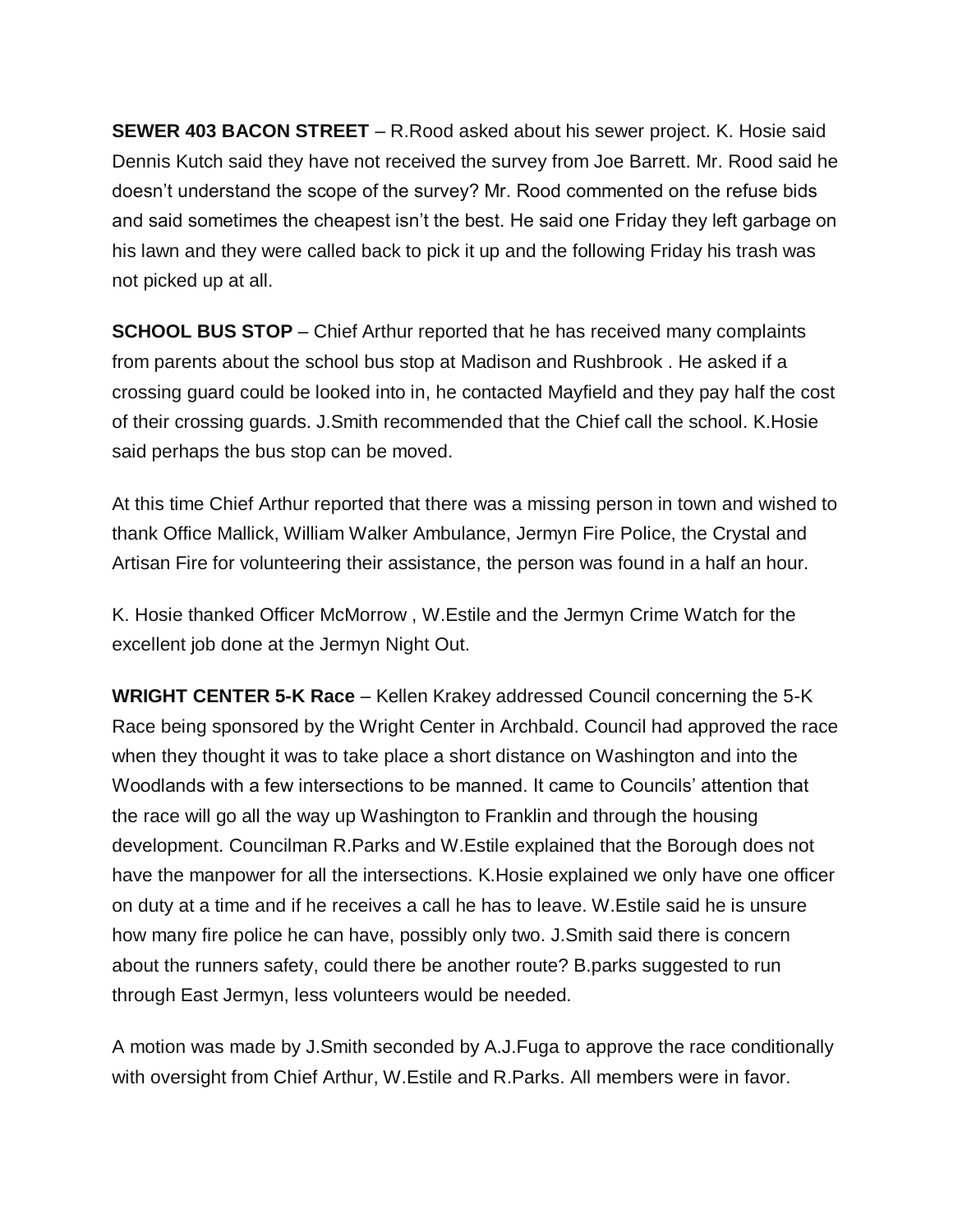**SEWER 403 BACON STREET** – R.Rood asked about his sewer project. K. Hosie said Dennis Kutch said they have not received the survey from Joe Barrett. Mr. Rood said he doesn't understand the scope of the survey? Mr. Rood commented on the refuse bids and said sometimes the cheapest isn't the best. He said one Friday they left garbage on his lawn and they were called back to pick it up and the following Friday his trash was not picked up at all.

**SCHOOL BUS STOP** – Chief Arthur reported that he has received many complaints from parents about the school bus stop at Madison and Rushbrook . He asked if a crossing guard could be looked into in, he contacted Mayfield and they pay half the cost of their crossing guards. J.Smith recommended that the Chief call the school. K.Hosie said perhaps the bus stop can be moved.

At this time Chief Arthur reported that there was a missing person in town and wished to thank Office Mallick, William Walker Ambulance, Jermyn Fire Police, the Crystal and Artisan Fire for volunteering their assistance, the person was found in a half an hour.

K. Hosie thanked Officer McMorrow , W.Estile and the Jermyn Crime Watch for the excellent job done at the Jermyn Night Out.

**WRIGHT CENTER 5-K Race** – Kellen Krakey addressed Council concerning the 5-K Race being sponsored by the Wright Center in Archbald. Council had approved the race when they thought it was to take place a short distance on Washington and into the Woodlands with a few intersections to be manned. It came to Councils' attention that the race will go all the way up Washington to Franklin and through the housing development. Councilman R.Parks and W.Estile explained that the Borough does not have the manpower for all the intersections. K.Hosie explained we only have one officer on duty at a time and if he receives a call he has to leave. W.Estile said he is unsure how many fire police he can have, possibly only two. J.Smith said there is concern about the runners safety, could there be another route? B.parks suggested to run through East Jermyn, less volunteers would be needed.

A motion was made by J.Smith seconded by A.J.Fuga to approve the race conditionally with oversight from Chief Arthur, W.Estile and R.Parks. All members were in favor.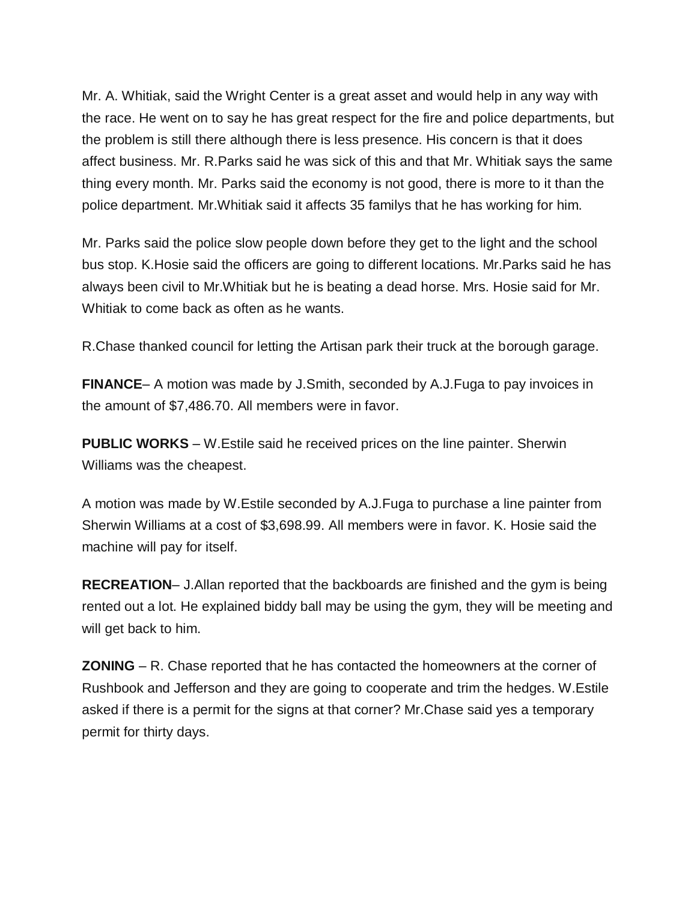Mr. A. Whitiak, said the Wright Center is a great asset and would help in any way with the race. He went on to say he has great respect for the fire and police departments, but the problem is still there although there is less presence. His concern is that it does affect business. Mr. R.Parks said he was sick of this and that Mr. Whitiak says the same thing every month. Mr. Parks said the economy is not good, there is more to it than the police department. Mr.Whitiak said it affects 35 familys that he has working for him.

Mr. Parks said the police slow people down before they get to the light and the school bus stop. K.Hosie said the officers are going to different locations. Mr.Parks said he has always been civil to Mr.Whitiak but he is beating a dead horse. Mrs. Hosie said for Mr. Whitiak to come back as often as he wants.

R.Chase thanked council for letting the Artisan park their truck at the borough garage.

**FINANCE**– A motion was made by J.Smith, seconded by A.J.Fuga to pay invoices in the amount of $7,486.70. All members were in favor.

**PUBLIC WORKS** – W.Estile said he received prices on the line painter. Sherwin Williams was the cheapest.

A motion was made by W.Estile seconded by A.J.Fuga to purchase a line painter from Sherwin Williams at a cost of $3,698.99. All members were in favor. K. Hosie said the machine will pay for itself.

**RECREATION**– J.Allan reported that the backboards are finished and the gym is being rented out a lot. He explained biddy ball may be using the gym, they will be meeting and will get back to him.

**ZONING** – R. Chase reported that he has contacted the homeowners at the corner of Rushbook and Jefferson and they are going to cooperate and trim the hedges. W.Estile asked if there is a permit for the signs at that corner? Mr.Chase said yes a temporary permit for thirty days.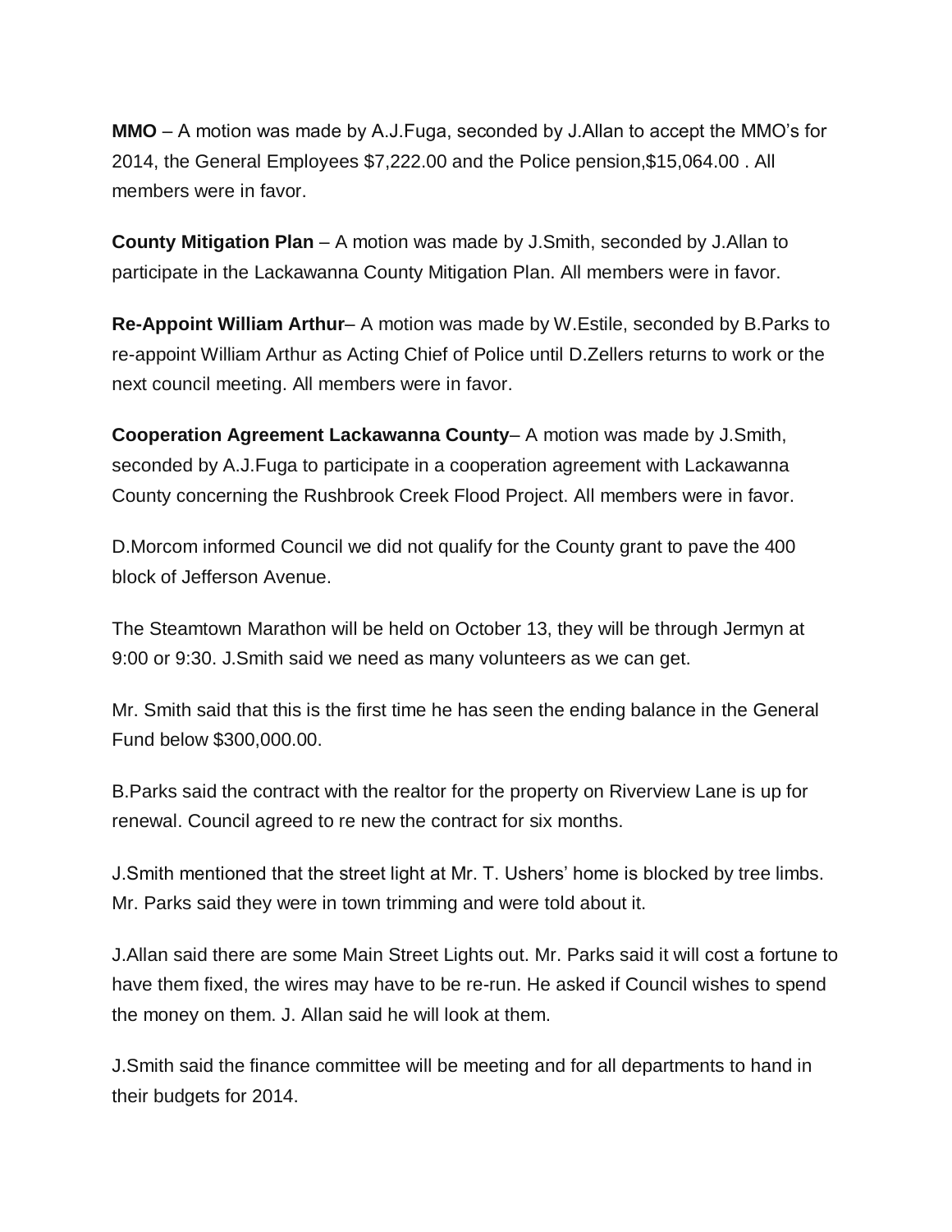**MMO** – A motion was made by A.J.Fuga, seconded by J.Allan to accept the MMO's for 2014, the General Employees $7,222.00 and the Police pension,$15,064.00 . All members were in favor.

**County Mitigation Plan** – A motion was made by J.Smith, seconded by J.Allan to participate in the Lackawanna County Mitigation Plan. All members were in favor.

**Re-Appoint William Arthur**– A motion was made by W.Estile, seconded by B.Parks to re-appoint William Arthur as Acting Chief of Police until D.Zellers returns to work or the next council meeting. All members were in favor.

**Cooperation Agreement Lackawanna County**– A motion was made by J.Smith, seconded by A.J.Fuga to participate in a cooperation agreement with Lackawanna County concerning the Rushbrook Creek Flood Project. All members were in favor.

D.Morcom informed Council we did not qualify for the County grant to pave the 400 block of Jefferson Avenue.

The Steamtown Marathon will be held on October 13, they will be through Jermyn at 9:00 or 9:30. J.Smith said we need as many volunteers as we can get.

Mr. Smith said that this is the first time he has seen the ending balance in the General Fund below $300,000.00.

B.Parks said the contract with the realtor for the property on Riverview Lane is up for renewal. Council agreed to re new the contract for six months.

J.Smith mentioned that the street light at Mr. T. Ushers' home is blocked by tree limbs. Mr. Parks said they were in town trimming and were told about it.

J.Allan said there are some Main Street Lights out. Mr. Parks said it will cost a fortune to have them fixed, the wires may have to be re-run. He asked if Council wishes to spend the money on them. J. Allan said he will look at them.

J.Smith said the finance committee will be meeting and for all departments to hand in their budgets for 2014.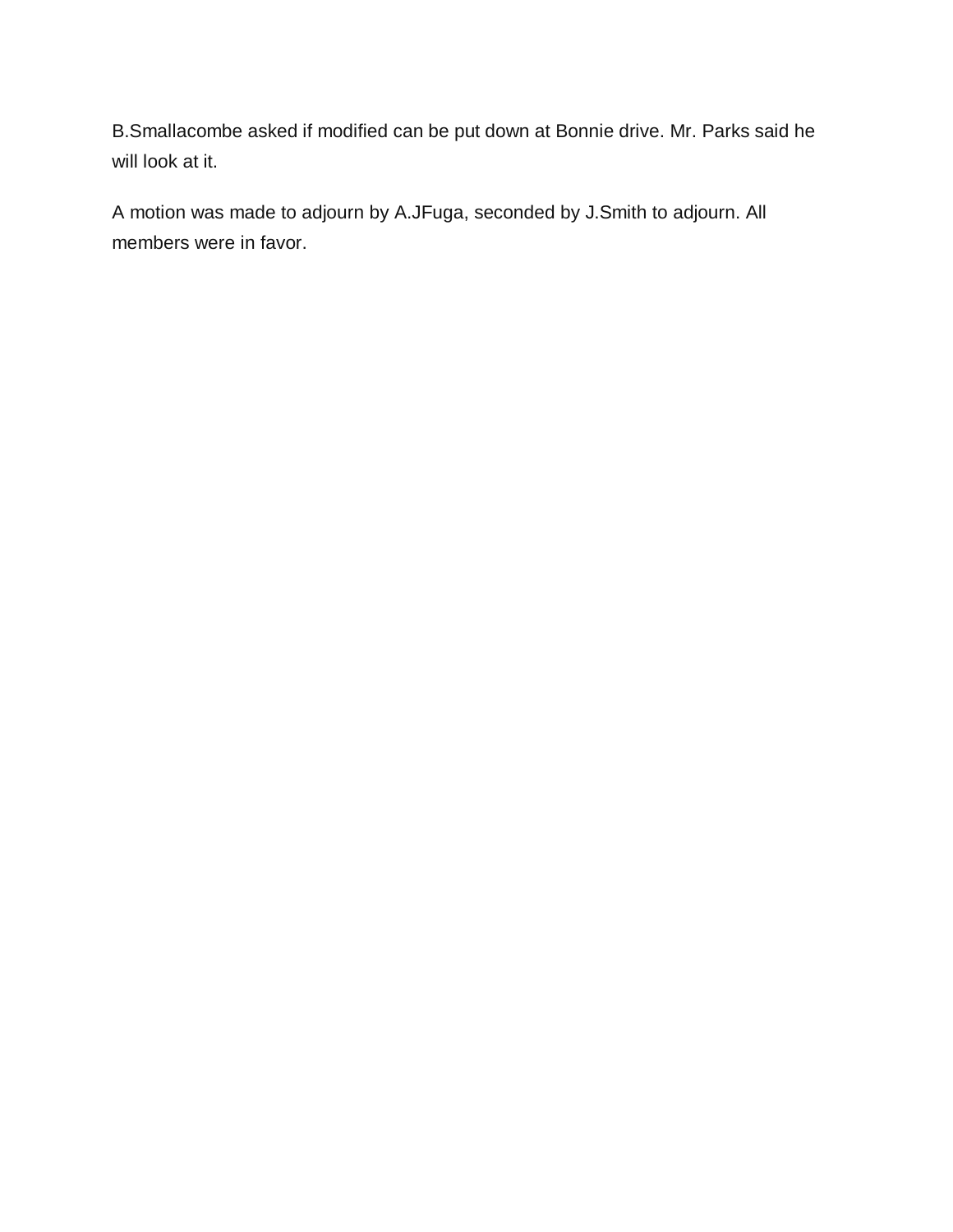B.Smallacombe asked if modified can be put down at Bonnie drive. Mr. Parks said he will look at it.

A motion was made to adjourn by A.JFuga, seconded by J.Smith to adjourn. All members were in favor.